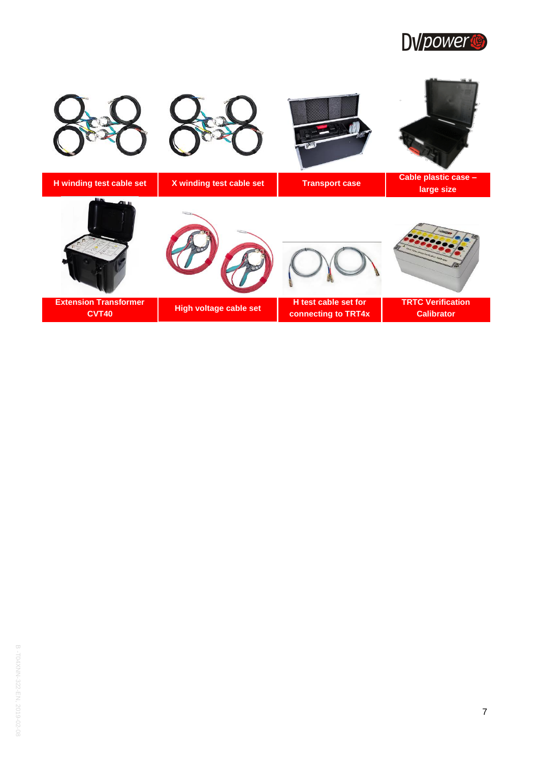| H winding test cable set | X winding test cable set | Transport case | Cable plastic case – large size |
|---|---|---|---|
| **Extension Transformer CVT40** | **High voltage cable set** | **H test cable set for connecting to TRT4x** | **TRTC Verification Calibrator** |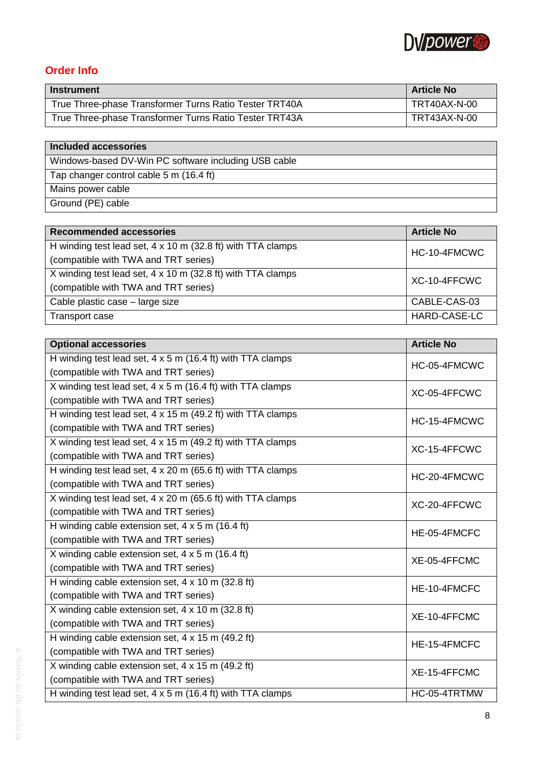## Order Info

| Instrument | Article No |
|---|---|
| True Three-phase Transformer Turns Ratio Tester TRT40A | TRT40AX-N-00 |
| True Three-phase Transformer Turns Ratio Tester TRT43A | TRT43AX-N-00 |

| Included accessories |
|---|
| Windows-based DV-Win PC software including USB cable |
| Tap changer control cable 5 m (16.4 ft) |
| Mains power cable |
| Ground (PE) cable |

| Recommended accessories | Article No |
|---|---|
| H winding test lead set, 4 x 10 m (32.8 ft) with TTA clamps (compatible with TWA and TRT series) | HC-10-4FMCWC |
| X winding test lead set, 4 x 10 m (32.8 ft) with TTA clamps (compatible with TWA and TRT series) | XC-10-4FFCWC |
| Cable plastic case – large size | CABLE-CAS-03 |
| Transport case | HARD-CASE-LC |

| Optional accessories | Article No |
|---|---|
| H winding test lead set, 4 x 5 m (16.4 ft) with TTA clamps (compatible with TWA and TRT series) | HC-05-4FMCWC |
| X winding test lead set, 4 x 5 m (16.4 ft) with TTA clamps (compatible with TWA and TRT series) | XC-05-4FFCWC |
| H winding test lead set, 4 x 15 m (49.2 ft) with TTA clamps (compatible with TWA and TRT series) | HC-15-4FMCWC |
| X winding test lead set, 4 x 15 m (49.2 ft) with TTA clamps (compatible with TWA and TRT series) | XC-15-4FFCWC |
| H winding test lead set, 4 x 20 m (65.6 ft) with TTA clamps (compatible with TWA and TRT series) | HC-20-4FMCWC |
| X winding test lead set, 4 x 20 m (65.6 ft) with TTA clamps (compatible with TWA and TRT series) | XC-20-4FFCWC |
| H winding cable extension set, 4 x 5 m (16.4 ft) (compatible with TWA and TRT series) | HE-05-4FMCFC |
| X winding cable extension set, 4 x 5 m (16.4 ft) (compatible with TWA and TRT series) | XE-05-4FFCMC |
| H winding cable extension set, 4 x 10 m (32.8 ft) (compatible with TWA and TRT series) | HE-10-4FMCFC |
| X winding cable extension set, 4 x 10 m (32.8 ft) (compatible with TWA and TRT series) | XE-10-4FFCMC |
| H winding cable extension set, 4 x 15 m (49.2 ft) (compatible with TWA and TRT series) | HE-15-4FMCFC |
| X winding cable extension set, 4 x 15 m (49.2 ft) (compatible with TWA and TRT series) | XE-15-4FFCMC |
| H winding test lead set, 4 x 5 m (16.4 ft) with TTA clamps | HC-05-4TRTMW |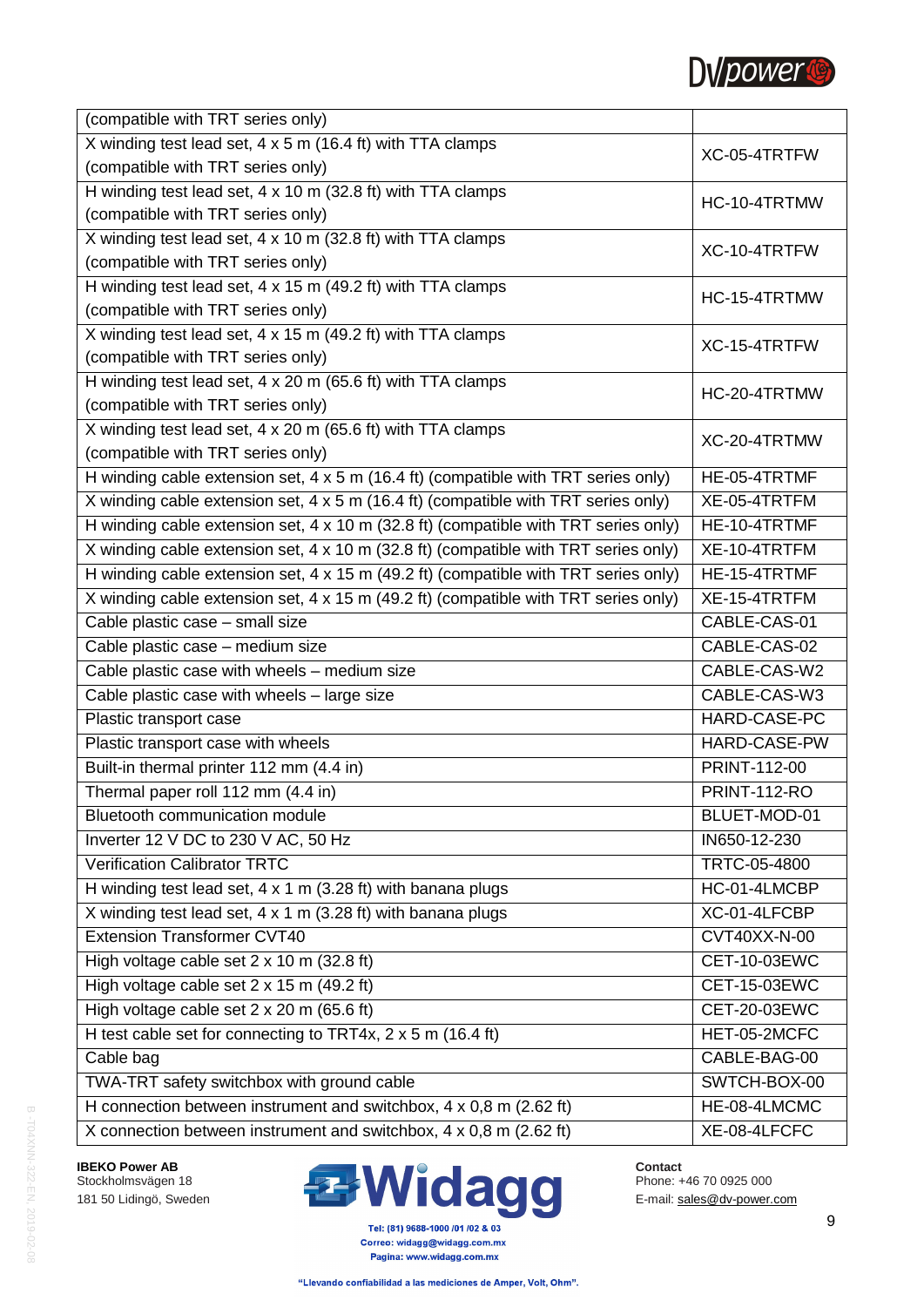| | |
|---|---|
| (compatible with TRT series only) | |
| X winding test lead set, 4 x 5 m (16.4 ft) with TTA clamps (compatible with TRT series only) | XC-05-4TRTFW |
| H winding test lead set, 4 x 10 m (32.8 ft) with TTA clamps (compatible with TRT series only) | HC-10-4TRTMW |
| X winding test lead set, 4 x 10 m (32.8 ft) with TTA clamps (compatible with TRT series only) | XC-10-4TRTFW |
| H winding test lead set, 4 x 15 m (49.2 ft) with TTA clamps (compatible with TRT series only) | HC-15-4TRTMW |
| X winding test lead set, 4 x 15 m (49.2 ft) with TTA clamps (compatible with TRT series only) | XC-15-4TRTFW |
| H winding test lead set, 4 x 20 m (65.6 ft) with TTA clamps (compatible with TRT series only) | HC-20-4TRTMW |
| X winding test lead set, 4 x 20 m (65.6 ft) with TTA clamps (compatible with TRT series only) | XC-20-4TRTMW |
| H winding cable extension set, 4 x 5 m (16.4 ft) (compatible with TRT series only) | HE-05-4TRTMF |
| X winding cable extension set, 4 x 5 m (16.4 ft) (compatible with TRT series only) | XE-05-4TRTFM |
| H winding cable extension set, 4 x 10 m (32.8 ft) (compatible with TRT series only) | HE-10-4TRTMF |
| X winding cable extension set, 4 x 10 m (32.8 ft) (compatible with TRT series only) | XE-10-4TRTFM |
| H winding cable extension set, 4 x 15 m (49.2 ft) (compatible with TRT series only) | HE-15-4TRTMF |
| X winding cable extension set, 4 x 15 m (49.2 ft) (compatible with TRT series only) | XE-15-4TRTFM |
| Cable plastic case – small size | CABLE-CAS-01 |
| Cable plastic case – medium size | CABLE-CAS-02 |
| Cable plastic case with wheels – medium size | CABLE-CAS-W2 |
| Cable plastic case with wheels – large size | CABLE-CAS-W3 |
| Plastic transport case | HARD-CASE-PC |
| Plastic transport case with wheels | HARD-CASE-PW |
| Built-in thermal printer 112 mm (4.4 in) | PRINT-112-00 |
| Thermal paper roll 112 mm (4.4 in) | PRINT-112-RO |
| Bluetooth communication module | BLUET-MOD-01 |
| Inverter 12 V DC to 230 V AC, 50 Hz | IN650-12-230 |
| Verification Calibrator TRTC | TRTC-05-4800 |
| H winding test lead set, 4 x 1 m (3.28 ft) with banana plugs | HC-01-4LMCBP |
| X winding test lead set, 4 x 1 m (3.28 ft) with banana plugs | XC-01-4LFCBP |
| Extension Transformer CVT40 | CVT40XX-N-00 |
| High voltage cable set 2 x 10 m (32.8 ft) | CET-10-03EWC |
| High voltage cable set 2 x 15 m (49.2 ft) | CET-15-03EWC |
| High voltage cable set 2 x 20 m (65.6 ft) | CET-20-03EWC |
| H test cable set for connecting to TRT4x, 2 x 5 m (16.4 ft) | HET-05-2MCFC |
| Cable bag | CABLE-BAG-00 |
| TWA-TRT safety switchbox with ground cable | SWTCH-BOX-00 |
| H connection between instrument and switchbox, 4 x 0,8 m (2.62 ft) | HE-08-4LMCMC |
| X connection between instrument and switchbox, 4 x 0,8 m (2.62 ft) | XE-08-4LFCFC |

**IBEKO Power AB**
Stockholmsvägen 18
181 50 Lidingö, Sweden

**Contact**
Phone: +46 70 0925 000
E-mail: sales@dv-power.com

Widagg
Tel: (81) 9688-1000 /01 /02 & 03
Correo: widagg@widagg.com.mx
Pagina: www.widagg.com.mx

"Llevando confiabilidad a las mediciones de Amper, Volt, Ohm".